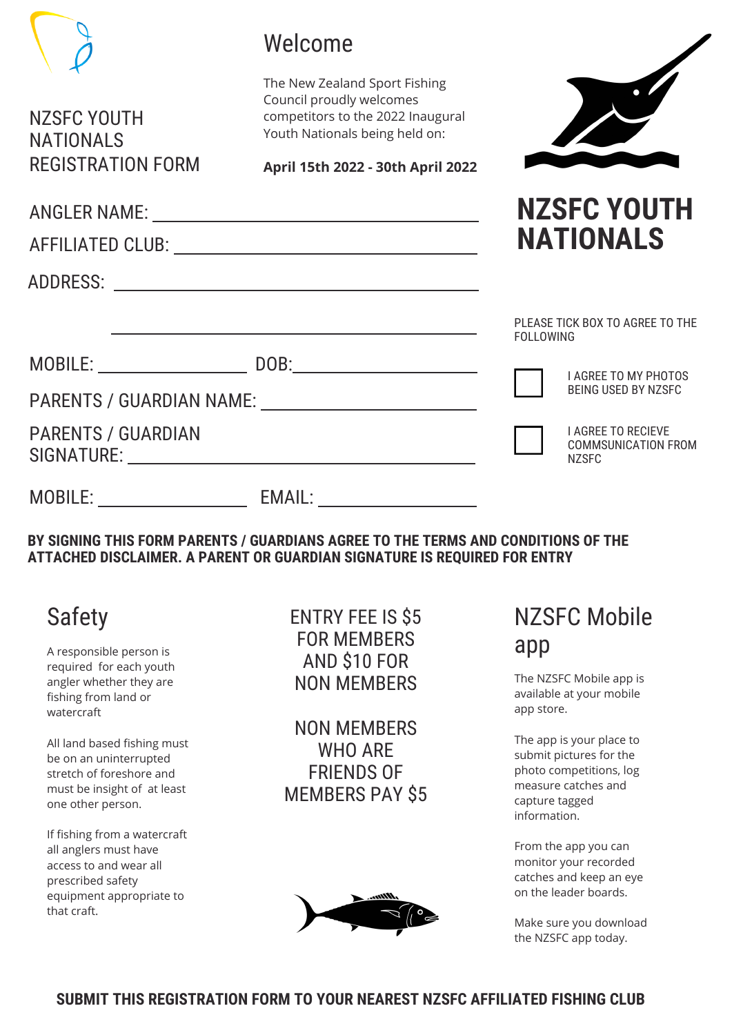# NZSFC YOUTH NATIONALS REGISTRATION FORM

## Welcome

The New Zealand Sport Fishing Council proudly welcomes competitors to the 2022 Inaugural Youth Nationals being held on:

**April 15th 2022 - 30th April 2022**

# NZSFC YOUTH NATIONALS

ANGLER NAME: ______________________________

AFFILIATED CLUB: ______________________________

ADDRESS: ______________________________

______________________________

MOBILE: ______________ DOB: ______________

PARENTS / GUARDIAN NAME: ______________________________

PARENTS / GUARDIAN SIGNATURE: ______________________________

MOBILE: ______________ EMAIL: ______________

PLEASE TICK BOX TO AGREE TO THE FOLLOWING

☐ I AGREE TO MY PHOTOS BEING USED BY NZSFC

☐ I AGREE TO RECIEVE COMMSUNICATION FROM NZSFC

**BY SIGNING THIS FORM PARENTS / GUARDIANS AGREE TO THE TERMS AND CONDITIONS OF THE ATTACHED DISCLAIMER. A PARENT OR GUARDIAN SIGNATURE IS REQUIRED FOR ENTRY**

## Safety

A responsible person is required for each youth angler whether they are fishing from land or watercraft

All land based fishing must be on an uninterrupted stretch of foreshore and must be insight of at least one other person.

If fishing from a watercraft all anglers must have access to and wear all prescribed safety equipment appropriate to that craft.

ENTRY FEE IS $5 FOR MEMBERS AND $10 FOR NON MEMBERS

NON MEMBERS WHO ARE FRIENDS OF MEMBERS PAY $5

## NZSFC Mobile app

The NZSFC Mobile app is available at your mobile app store.

The app is your place to submit pictures for the photo competitions, log measure catches and capture tagged information.

From the app you can monitor your recorded catches and keep an eye on the leader boards.

Make sure you download the NZSFC app today.

**SUBMIT THIS REGISTRATION FORM TO YOUR NEAREST NZSFC AFFILIATED FISHING CLUB**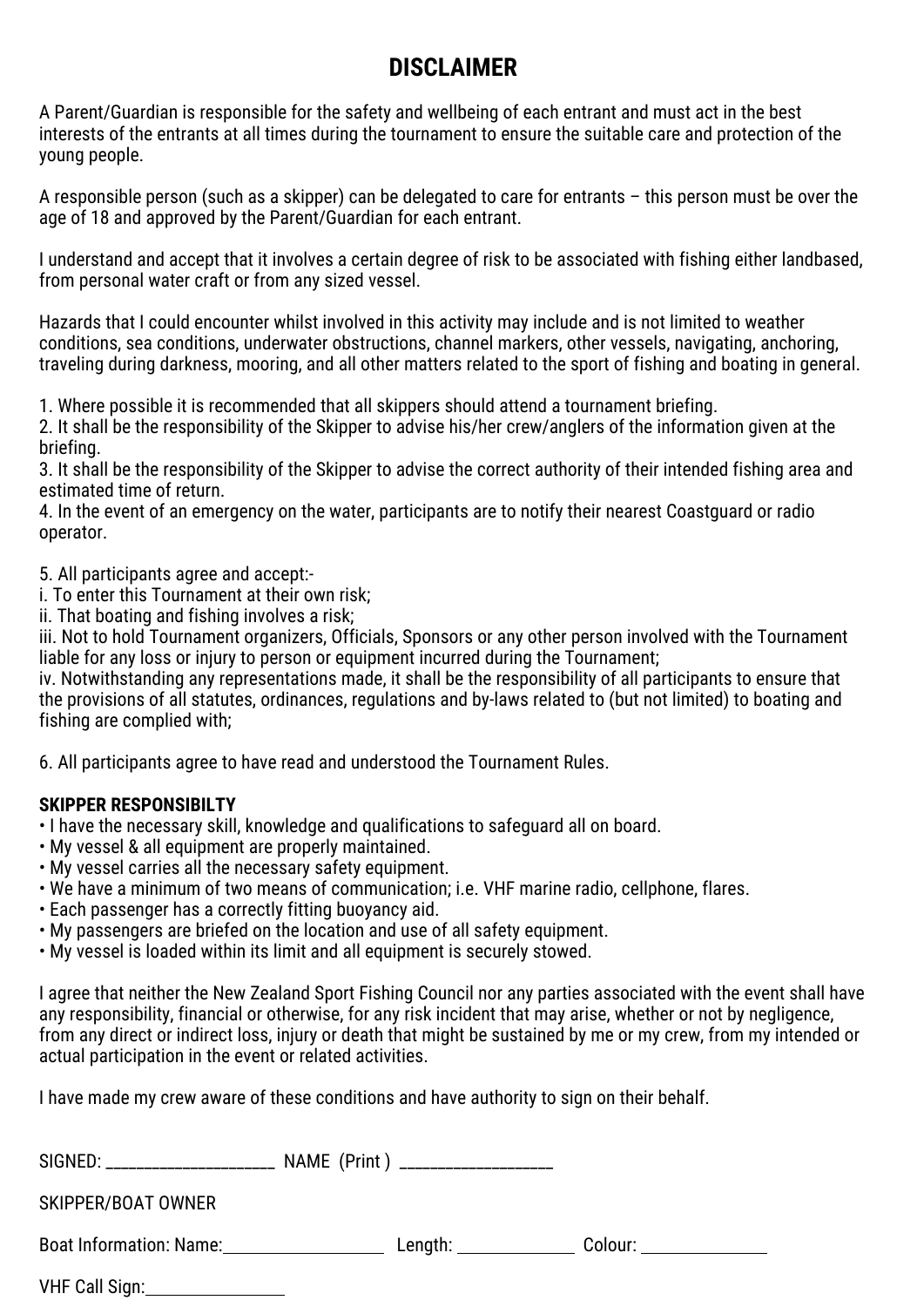# DISCLAIMER

A Parent/Guardian is responsible for the safety and wellbeing of each entrant and must act in the best interests of the entrants at all times during the tournament to ensure the suitable care and protection of the young people.

A responsible person (such as a skipper) can be delegated to care for entrants – this person must be over the age of 18 and approved by the Parent/Guardian for each entrant.

I understand and accept that it involves a certain degree of risk to be associated with fishing either landbased, from personal water craft or from any sized vessel.

Hazards that I could encounter whilst involved in this activity may include and is not limited to weather conditions, sea conditions, underwater obstructions, channel markers, other vessels, navigating, anchoring, traveling during darkness, mooring, and all other matters related to the sport of fishing and boating in general.

1. Where possible it is recommended that all skippers should attend a tournament briefing.
2. It shall be the responsibility of the Skipper to advise his/her crew/anglers of the information given at the briefing.
3. It shall be the responsibility of the Skipper to advise the correct authority of their intended fishing area and estimated time of return.
4. In the event of an emergency on the water, participants are to notify their nearest Coastguard or radio operator.

5. All participants agree and accept:-

i. To enter this Tournament at their own risk;
ii. That boating and fishing involves a risk;
iii. Not to hold Tournament organizers, Officials, Sponsors or any other person involved with the Tournament liable for any loss or injury to person or equipment incurred during the Tournament;
iv. Notwithstanding any representations made, it shall be the responsibility of all participants to ensure that the provisions of all statutes, ordinances, regulations and by-laws related to (but not limited) to boating and fishing are complied with;

6. All participants agree to have read and understood the Tournament Rules.

**SKIPPER RESPONSIBILTY**

- I have the necessary skill, knowledge and qualifications to safeguard all on board.
- My vessel & all equipment are properly maintained.
- My vessel carries all the necessary safety equipment.
- We have a minimum of two means of communication; i.e. VHF marine radio, cellphone, flares.
- Each passenger has a correctly fitting buoyancy aid.
- My passengers are briefed on the location and use of all safety equipment.
- My vessel is loaded within its limit and all equipment is securely stowed.

I agree that neither the New Zealand Sport Fishing Council nor any parties associated with the event shall have any responsibility, financial or otherwise, for any risk incident that may arise, whether or not by negligence, from any direct or indirect loss, injury or death that might be sustained by me or my crew, from my intended or actual participation in the event or related activities.

I have made my crew aware of these conditions and have authority to sign on their behalf.

SIGNED: ____________________ NAME (Print) __________________

SKIPPER/BOAT OWNER

Boat Information: Name: __________________ Length: _____________ Colour: ______________

VHF Call Sign: ________________